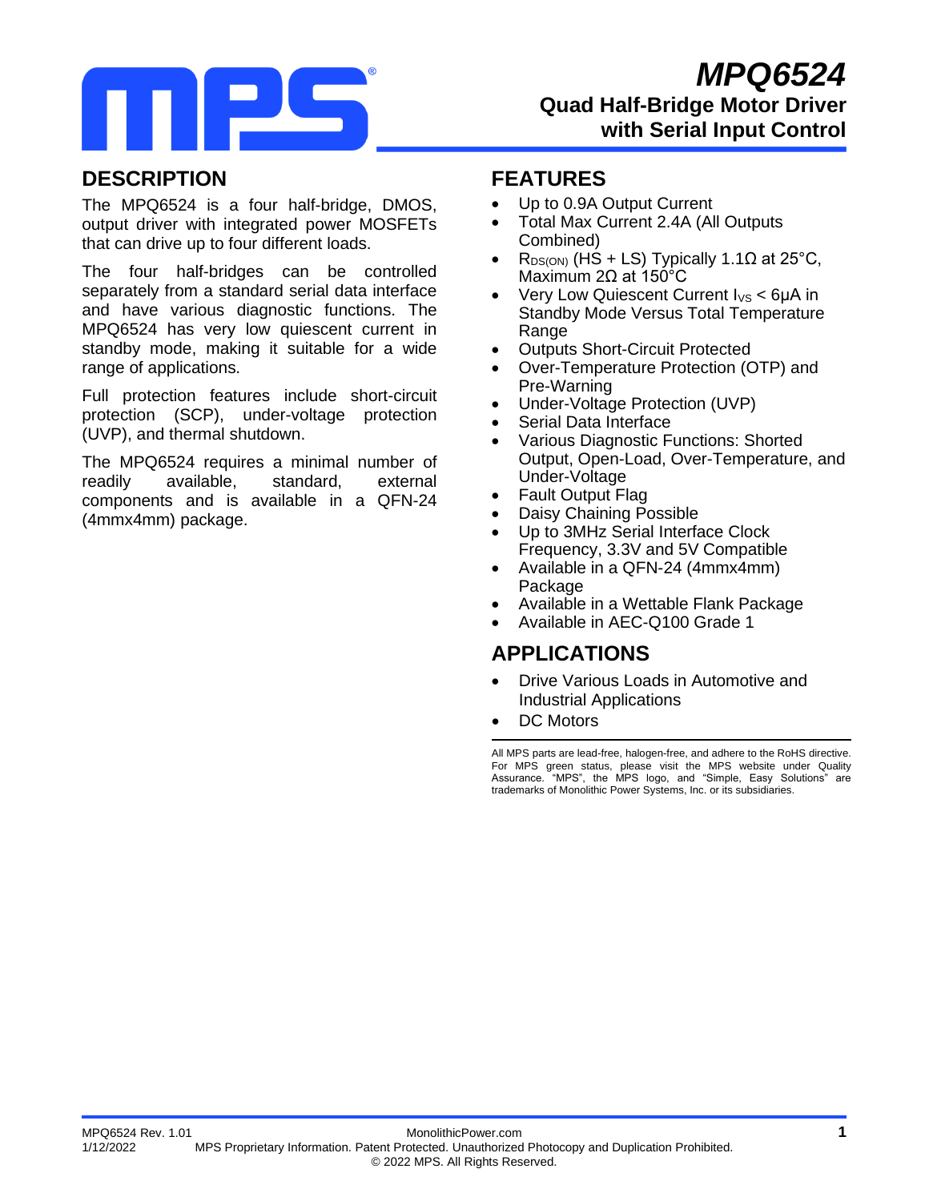# MPQ6524

## Quad Half-Bridge Motor Driver with Serial Input Control

## DESCRIPTION

The MPQ6524 is a four half-bridge, DMOS, output driver with integrated power MOSFETs that can drive up to four different loads.

The four half-bridges can be controlled separately from a standard serial data interface and have various diagnostic functions. The MPQ6524 has very low quiescent current in standby mode, making it suitable for a wide range of applications.

Full protection features include short-circuit protection (SCP), under-voltage protection (UVP), and thermal shutdown.

The MPQ6524 requires a minimal number of readily available, standard, external components and is available in a QFN-24 (4mmx4mm) package.

## FEATURES

- Up to 0.9A Output Current
- Total Max Current 2.4A (All Outputs Combined)
- $R_{DS(ON)}$ (HS + LS) Typically 1.1Ω at 25°C, Maximum 2Ω at 150°C
- Very Low Quiescent Current $I_{VS}$ < 6μA in Standby Mode Versus Total Temperature Range
- Outputs Short-Circuit Protected
- Over-Temperature Protection (OTP) and Pre-Warning
- Under-Voltage Protection (UVP)
- Serial Data Interface
- Various Diagnostic Functions: Shorted Output, Open-Load, Over-Temperature, and Under-Voltage
- Fault Output Flag
- Daisy Chaining Possible
- Up to 3MHz Serial Interface Clock Frequency, 3.3V and 5V Compatible
- Available in a QFN-24 (4mmx4mm) Package
- Available in a Wettable Flank Package
- Available in AEC-Q100 Grade 1

## APPLICATIONS

- Drive Various Loads in Automotive and Industrial Applications
- DC Motors

All MPS parts are lead-free, halogen-free, and adhere to the RoHS directive. For MPS green status, please visit the MPS website under Quality Assurance. "MPS", the MPS logo, and "Simple, Easy Solutions" are trademarks of Monolithic Power Systems, Inc. or its subsidiaries.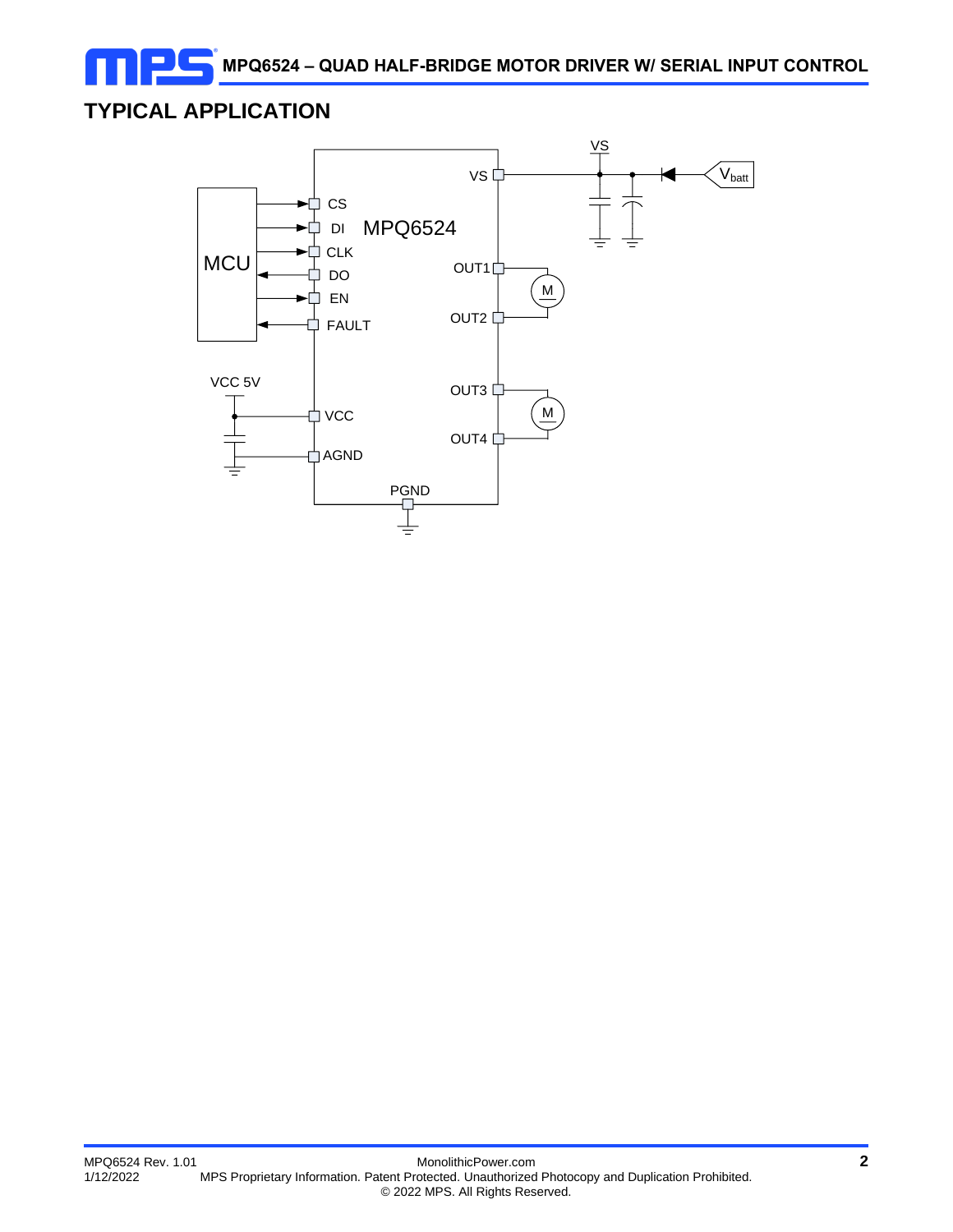## TYPICAL APPLICATION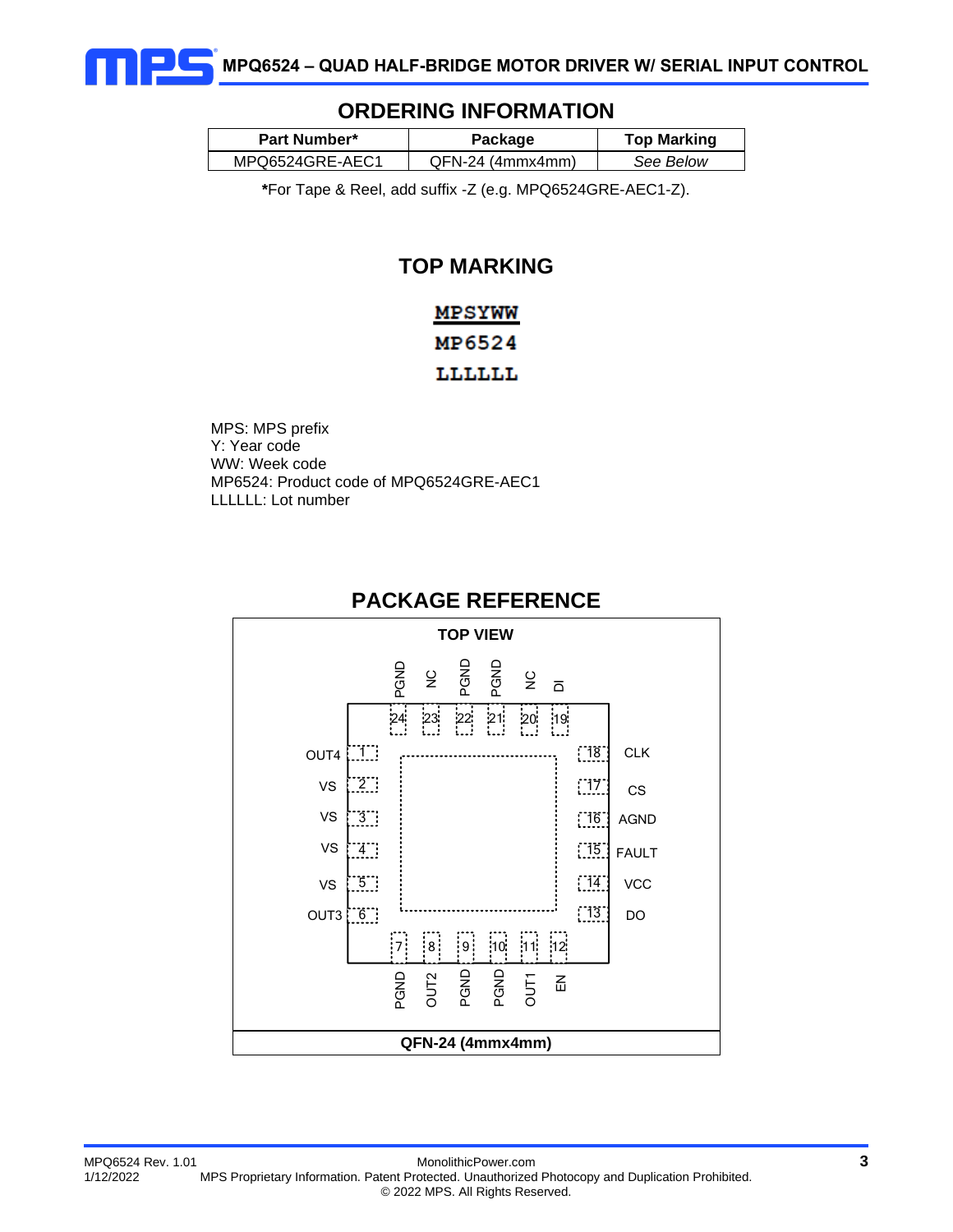## ORDERING INFORMATION

| Part Number* | Package | Top Marking |
|---|---|---|
| MPQ6524GRE-AEC1 | QFN-24 (4mmx4mm) | *See Below* |

***For Tape & Reel, add suffix -Z (e.g. MPQ6524GRE-AEC1-Z).

## TOP MARKING

MPSYWW
MP6524
LLLLLL

MPS: MPS prefix
Y: Year code
WW: Week code
MP6524: Product code of MPQ6524GRE-AEC1
LLLLLL: Lot number

## PACKAGE REFERENCE

**TOP VIEW**

| Pin | Name | Pin | Name |
|---|---|---|---|
| 1 | OUT4 | 13 | DO |
| 2 | VS | 14 | VCC |
| 3 | VS | 15 | FAULT |
| 4 | VS | 16 | AGND |
| 5 | VS | 17 | CS |
| 6 | OUT3 | 18 | CLK |
| 7 | PGND | 19 | DI |
| 8 | OUT2 | 20 | NC |
| 9 | PGND | 21 | PGND |
| 10 | PGND | 22 | PGND |
| 11 | OUT1 | 23 | NC |
| 12 | EN | 24 | PGND |

**QFN-24 (4mmx4mm)**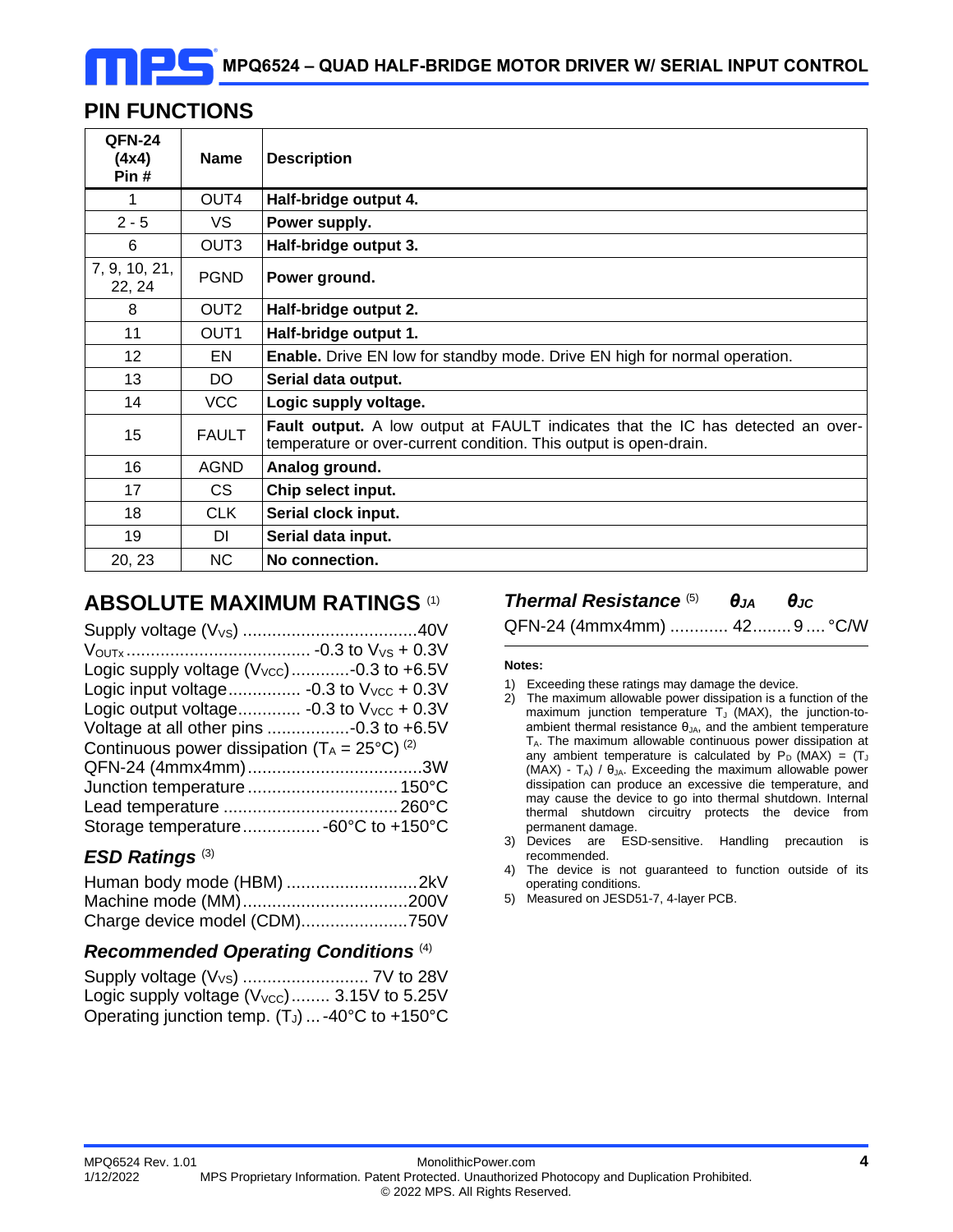## PIN FUNCTIONS

| QFN-24 (4x4) Pin # | Name | Description |
|---|---|---|
| 1 | OUT4 | **Half-bridge output 4.** |
| 2 - 5 | VS | **Power supply.** |
| 6 | OUT3 | **Half-bridge output 3.** |
| 7, 9, 10, 21, 22, 24 | PGND | **Power ground.** |
| 8 | OUT2 | **Half-bridge output 2.** |
| 11 | OUT1 | **Half-bridge output 1.** |
| 12 | EN | **Enable.** Drive EN low for standby mode. Drive EN high for normal operation. |
| 13 | DO | **Serial data output.** |
| 14 | VCC | **Logic supply voltage.** |
| 15 | FAULT | **Fault output.** A low output at FAULT indicates that the IC has detected an over-temperature or over-current condition. This output is open-drain. |
| 16 | AGND | **Analog ground.** |
| 17 | CS | **Chip select input.** |
| 18 | CLK | **Serial clock input.** |
| 19 | DI | **Serial data input.** |
| 20, 23 | NC | **No connection.** |

## ABSOLUTE MAXIMUM RATINGS (1)

Supply voltage ($V_{VS}$) .......................................40V
$V_{OUTx}$ ........................................ -0.3 to $V_{VS}$ + 0.3V
Logic supply voltage ($V_{VCC}$)............-0.3 to +6.5V
Logic input voltage............... -0.3 to $V_{VCC}$ + 0.3V
Logic output voltage............. -0.3 to $V_{VCC}$ + 0.3V
Voltage at all other pins .................-0.3 to +6.5V
Continuous power dissipation ($T_A$ = 25°C) (2)
QFN-24 (4mmx4mm)....................................3W
Junction temperature ................................ 150°C
Lead temperature .................................... 260°C
Storage temperature................ -60°C to +150°C

### ESD Ratings (3)

Human body mode (HBM) ...........................2kV
Machine mode (MM)..................................200V
Charge device model (CDM)......................750V

### Recommended Operating Conditions (4)

Supply voltage ($V_{VS}$) .......................... 7V to 28V
Logic supply voltage ($V_{VCC}$)........ 3.15V to 5.25V
Operating junction temp. ($T_J$) ... -40°C to +150°C

### Thermal Resistance (5) $\theta_{JA}$ $\theta_{JC}$

QFN-24 (4mmx4mm) ............ 42........ 9 .... °C/W

**Notes:**

1) Exceeding these ratings may damage the device.
2) The maximum allowable power dissipation is a function of the maximum junction temperature $T_J$ (MAX), the junction-to-ambient thermal resistance $\theta_{JA}$, and the ambient temperature $T_A$. The maximum allowable continuous power dissipation at any ambient temperature is calculated by $P_D$ (MAX) = ($T_J$ (MAX) - $T_A$) / $\theta_{JA}$. Exceeding the maximum allowable power dissipation can produce an excessive die temperature, and may cause the device to go into thermal shutdown. Internal thermal shutdown circuitry protects the device from permanent damage.
3) Devices are ESD-sensitive. Handling precaution is recommended.
4) The device is not guaranteed to function outside of its operating conditions.
5) Measured on JESD51-7, 4-layer PCB.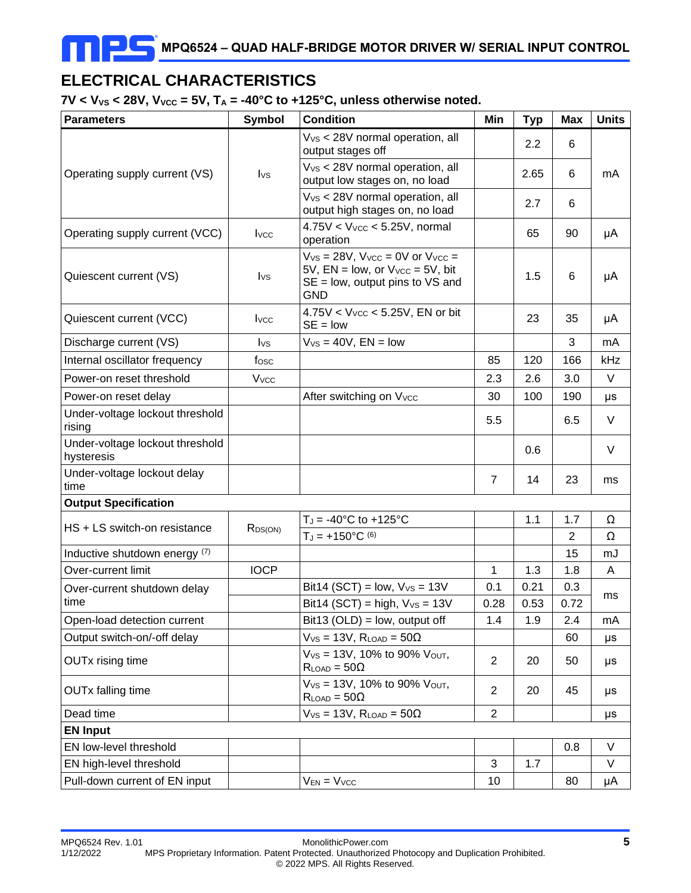## ELECTRICAL CHARACTERISTICS

**7V < $V_{VS}$ < 28V, $V_{VCC}$ = 5V, $T_A$ = -40°C to +125°C, unless otherwise noted.**

| Parameters | Symbol | Condition | Min | Typ | Max | Units |
|---|---|---|---|---|---|---|
| Operating supply current (VS) | $I_{VS}$ | $V_{VS}$ < 28V normal operation, all output stages off | | 2.2 | 6 | mA |
| | | $V_{VS}$ < 28V normal operation, all output low stages on, no load | | 2.65 | 6 | |
| | | $V_{VS}$ < 28V normal operation, all output high stages on, no load | | 2.7 | 6 | |
| Operating supply current (VCC) | $I_{VCC}$ | 4.75V < $V_{VCC}$ < 5.25V, normal operation | | 65 | 90 | µA |
| Quiescent current (VS) | $I_{VS}$ | $V_{VS}$ = 28V, $V_{VCC}$ = 0V or $V_{VCC}$ = 5V, EN = low, or $V_{VCC}$ = 5V, bit SE = low, output pins to VS and GND | | 1.5 | 6 | µA |
| Quiescent current (VCC) | $I_{VCC}$ | 4.75V < $V_{VCC}$ < 5.25V, EN or bit SE = low | | 23 | 35 | µA |
| Discharge current (VS) | $I_{VS}$ | $V_{VS}$ = 40V, EN = low | | | 3 | mA |
| Internal oscillator frequency | $f_{OSC}$ | | 85 | 120 | 166 | kHz |
| Power-on reset threshold | $V_{VCC}$ | | 2.3 | 2.6 | 3.0 | V |
| Power-on reset delay | | After switching on $V_{VCC}$ | 30 | 100 | 190 | µs |
| Under-voltage lockout threshold rising | | | 5.5 | | 6.5 | V |
| Under-voltage lockout threshold hysteresis | | | | 0.6 | | V |
| Under-voltage lockout delay time | | | 7 | 14 | 23 | ms |
| **Output Specification** | | | | | | |
| HS + LS switch-on resistance | $R_{DS(ON)}$ | $T_J$ = -40°C to +125°C | | 1.1 | 1.7 | Ω |
| | | $T_J$ = +150°C [6] | | | 2 | Ω |
| Inductive shutdown energy [7] | | | | | 15 | mJ |
| Over-current limit | IOCP | | 1 | 1.3 | 1.8 | A |
| Over-current shutdown delay time | | Bit14 (SCT) = low, $V_{VS}$ = 13V | 0.1 | 0.21 | 0.3 | ms |
| | | Bit14 (SCT) = high, $V_{VS}$ = 13V | 0.28 | 0.53 | 0.72 | |
| Open-load detection current | | Bit13 (OLD) = low, output off | 1.4 | 1.9 | 2.4 | mA |
| Output switch-on/-off delay | | $V_{VS}$ = 13V, $R_{LOAD}$ = 50Ω | | | 60 | µs |
| OUTx rising time | | $V_{VS}$ = 13V, 10% to 90% $V_{OUT}$, $R_{LOAD}$ = 50Ω | 2 | 20 | 50 | µs |
| OUTx falling time | | $V_{VS}$ = 13V, 10% to 90% $V_{OUT}$, $R_{LOAD}$ = 50Ω | 2 | 20 | 45 | µs |
| Dead time | | $V_{VS}$ = 13V, $R_{LOAD}$ = 50Ω | 2 | | | µs |
| **EN Input** | | | | | | |
| EN low-level threshold | | | | | 0.8 | V |
| EN high-level threshold | | | 3 | 1.7 | | V |
| Pull-down current of EN input | | $V_{EN}$ = $V_{VCC}$ | 10 | | 80 | µA |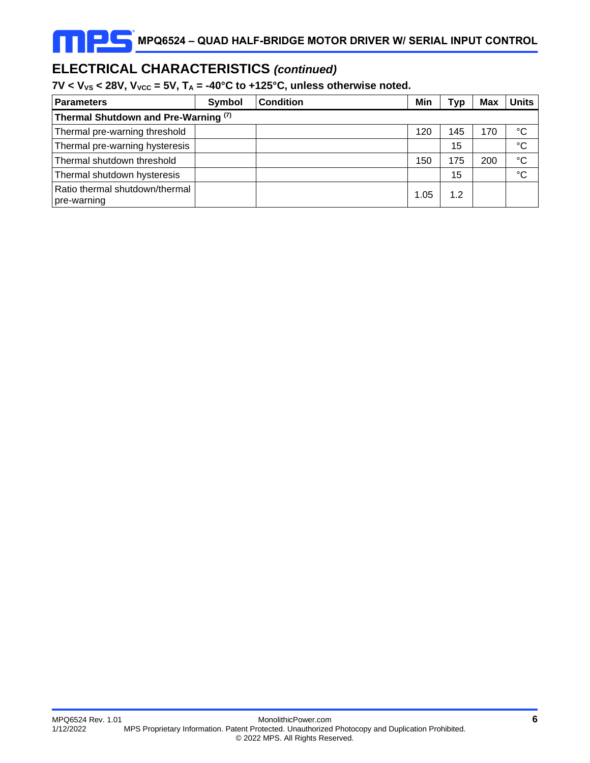## ELECTRICAL CHARACTERISTICS *(continued)*

**7V < $V_{VS}$ < 28V, $V_{VCC}$ = 5V, $T_A$ = -40°C to +125°C, unless otherwise noted.**

| Parameters | Symbol | Condition | Min | Typ | Max | Units |
|---|---|---|---|---|---|---|
| **Thermal Shutdown and Pre-Warning (7)** | | | | | | |
| Thermal pre-warning threshold | | | 120 | 145 | 170 | °C |
| Thermal pre-warning hysteresis | | | | 15 | | °C |
| Thermal shutdown threshold | | | 150 | 175 | 200 | °C |
| Thermal shutdown hysteresis | | | | 15 | | °C |
| Ratio thermal shutdown/thermal pre-warning | | | 1.05 | 1.2 | | |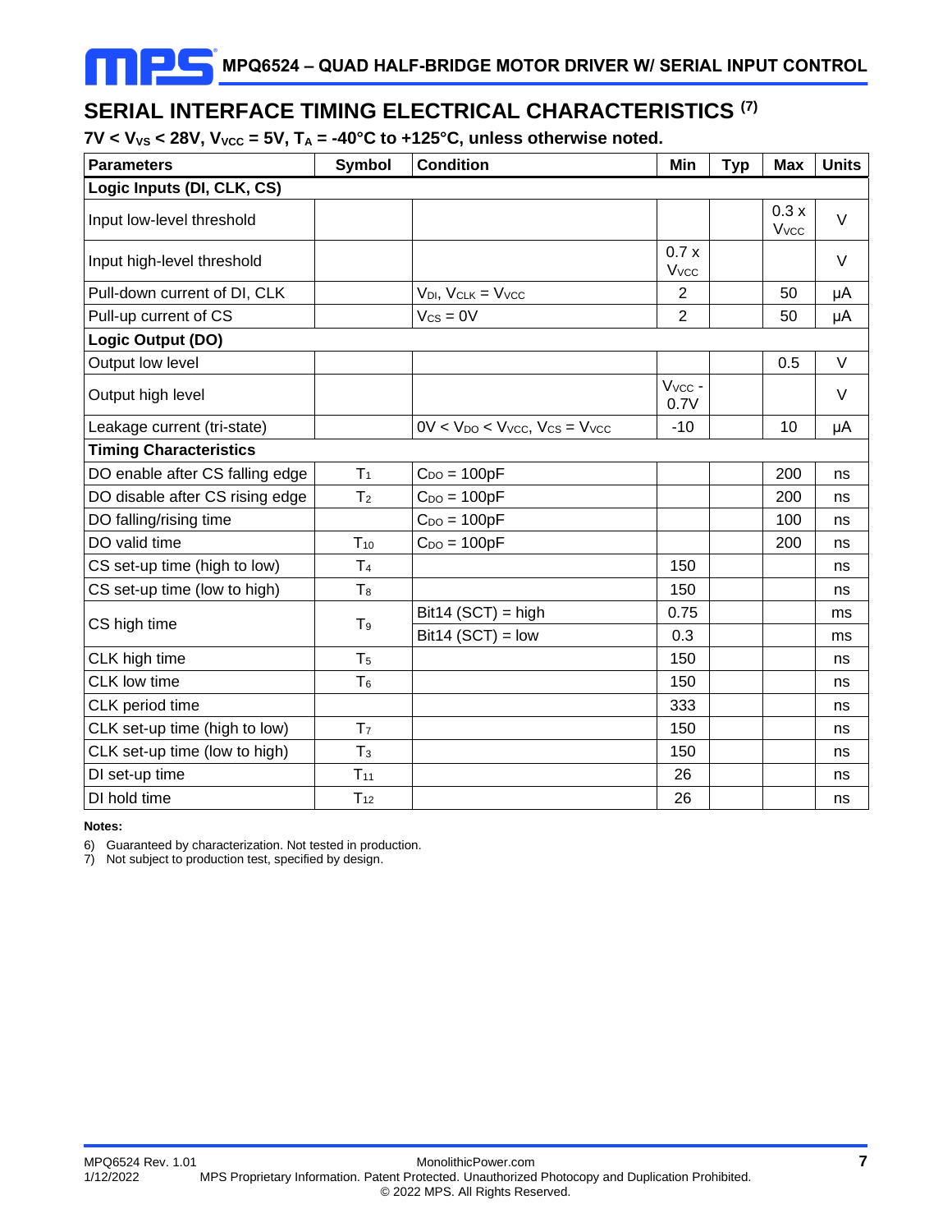## SERIAL INTERFACE TIMING ELECTRICAL CHARACTERISTICS [7]

**7V < $V_{VS}$ < 28V, $V_{VCC}$ = 5V, $T_A$ = -40°C to +125°C, unless otherwise noted.**

| Parameters | Symbol | Condition | Min | Typ | Max | Units |
|---|---|---|---|---|---|---|
| **Logic Inputs (DI, CLK, CS)** | | | | | | |
| Input low-level threshold | | | | | 0.3 x $V_{VCC}$ | V |
| Input high-level threshold | | | 0.7 x $V_{VCC}$ | | | V |
| Pull-down current of DI, CLK | | $V_{DI}$, $V_{CLK}$ = $V_{VCC}$ | 2 | | 50 | µA |
| Pull-up current of CS | | $V_{CS}$ = 0V | 2 | | 50 | µA |
| **Logic Output (DO)** | | | | | | |
| Output low level | | | | | 0.5 | V |
| Output high level | | | $V_{VCC}$ - 0.7V | | | V |
| Leakage current (tri-state) | | 0V < $V_{DO}$ < $V_{VCC}$, $V_{CS}$ = $V_{VCC}$ | -10 | | 10 | µA |
| **Timing Characteristics** | | | | | | |
| DO enable after CS falling edge | $T_1$ | $C_{DO}$ = 100pF | | | 200 | ns |
| DO disable after CS rising edge | $T_2$ | $C_{DO}$ = 100pF | | | 200 | ns |
| DO falling/rising time | | $C_{DO}$ = 100pF | | | 100 | ns |
| DO valid time | $T_{10}$ | $C_{DO}$ = 100pF | | | 200 | ns |
| CS set-up time (high to low) | $T_4$ | | 150 | | | ns |
| CS set-up time (low to high) | $T_8$ | | 150 | | | ns |
| CS high time | $T_9$ | Bit14 (SCT) = high | 0.75 | | | ms |
| | | Bit14 (SCT) = low | 0.3 | | | ms |
| CLK high time | $T_5$ | | 150 | | | ns |
| CLK low time | $T_6$ | | 150 | | | ns |
| CLK period time | | | 333 | | | ns |
| CLK set-up time (high to low) | $T_7$ | | 150 | | | ns |
| CLK set-up time (low to high) | $T_3$ | | 150 | | | ns |
| DI set-up time | $T_{11}$ | | 26 | | | ns |
| DI hold time | $T_{12}$ | | 26 | | | ns |

**Notes:**

6) Guaranteed by characterization. Not tested in production.
7) Not subject to production test, specified by design.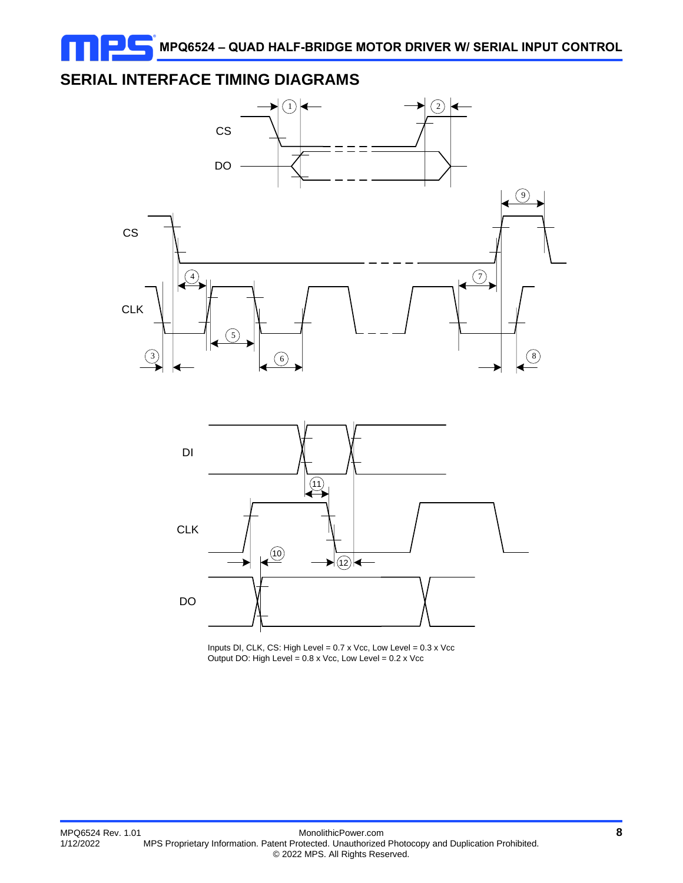## SERIAL INTERFACE TIMING DIAGRAMS

CS

DO

CS

CLK

DI

CLK

DO

Inputs DI, CLK, CS: High Level = 0.7 x Vcc, Low Level = 0.3 x Vcc
Output DO: High Level = 0.8 x Vcc, Low Level = 0.2 x Vcc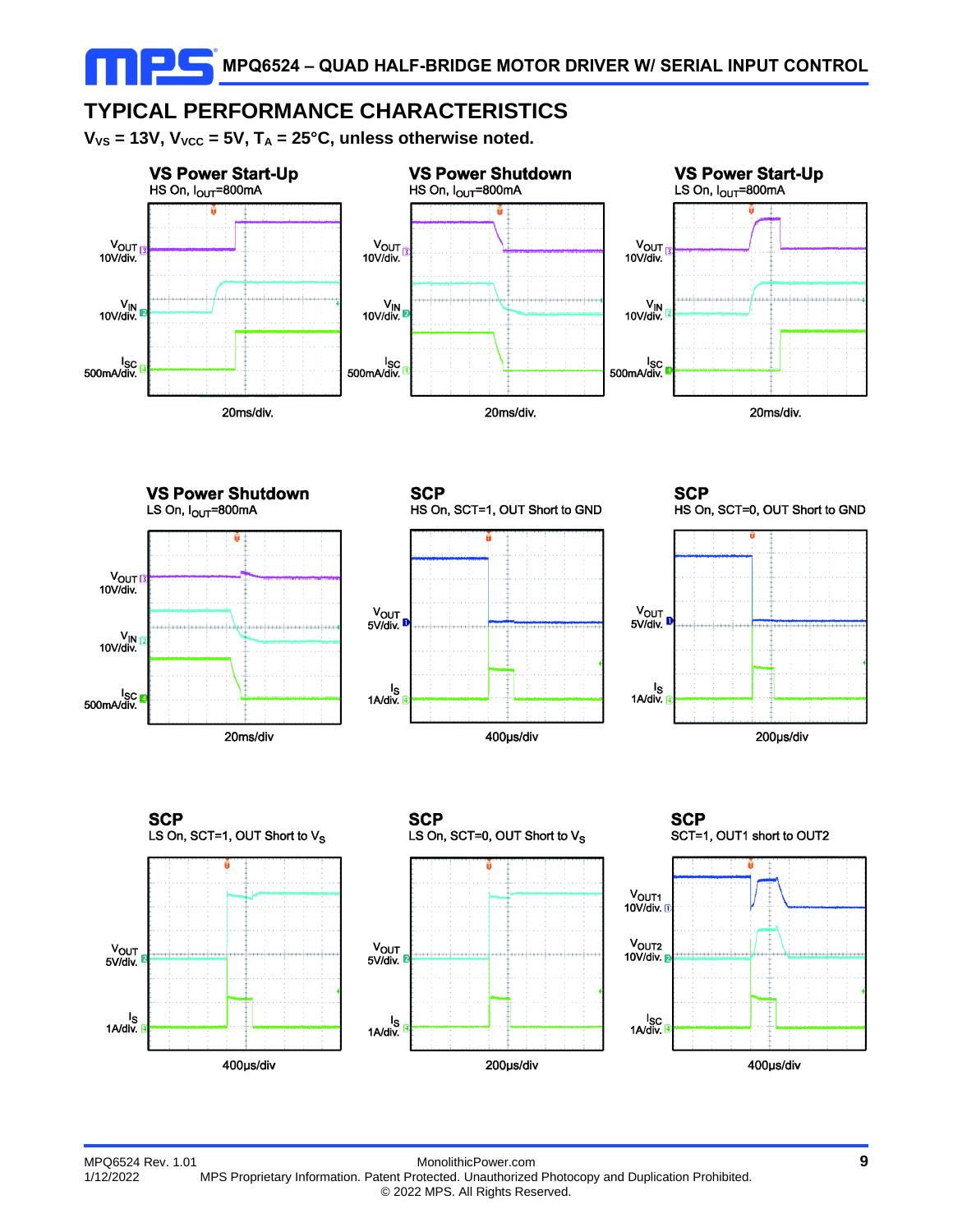## TYPICAL PERFORMANCE CHARACTERISTICS

**$V_{VS}$ = 13V, $V_{VCC}$ = 5V, $T_A$ = 25°C, unless otherwise noted.**

**VS Power Start-Up**
HS On, $I_{OUT}$=800mA

$V_{OUT}$ 10V/div.
$V_{IN}$ 10V/div.
$I_{SC}$ 500mA/div.
20ms/div.

**VS Power Shutdown**
HS On, $I_{OUT}$=800mA

$V_{OUT}$ 10V/div.
$V_{IN}$ 10V/div.
$I_{SC}$ 500mA/div.
20ms/div.

**VS Power Start-Up**
LS On, $I_{OUT}$=800mA

$V_{OUT}$ 10V/div.
$V_{IN}$ 10V/div.
$I_{SC}$ 500mA/div.
20ms/div.

**VS Power Shutdown**
LS On, $I_{OUT}$=800mA

$V_{OUT}$ 10V/div.
$V_{IN}$ 10V/div.
$I_{SC}$ 500mA/div.
20ms/div

**SCP**
HS On, SCT=1, OUT Short to GND

$V_{OUT}$ 5V/div.
$I_S$ 1A/div.
400μs/div

**SCP**
HS On, SCT=0, OUT Short to GND

$V_{OUT}$ 5V/div.
$I_S$ 1A/div.
200μs/div

**SCP**
LS On, SCT=1, OUT Short to $V_S$

$V_{OUT}$ 5V/div.
$I_S$ 1A/div.
400μs/div

**SCP**
LS On, SCT=0, OUT Short to $V_S$

$V_{OUT}$ 5V/div.
$I_S$ 1A/div.
200μs/div

**SCP**
SCT=1, OUT1 short to OUT2

$V_{OUT1}$ 10V/div.
$V_{OUT2}$ 10V/div.
$I_{SC}$ 1A/div.
400μs/div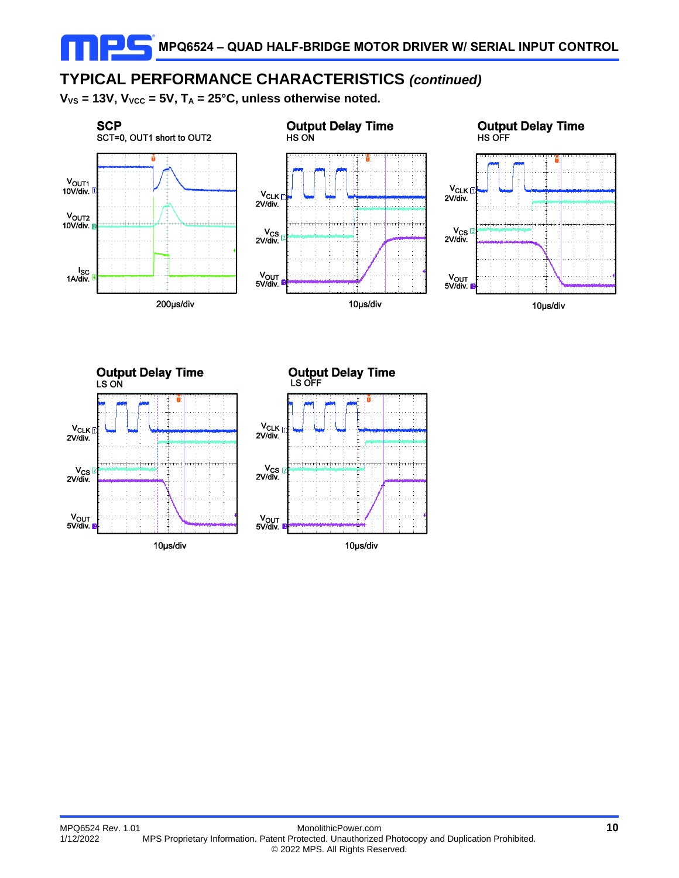## TYPICAL PERFORMANCE CHARACTERISTICS *(continued)*

**$V_{VS}$ = 13V, $V_{VCC}$ = 5V, $T_A$ = 25°C, unless otherwise noted.**

**SCP**
SCT=0, OUT1 short to OUT2

$V_{OUT1}$ 10V/div.
$V_{OUT2}$ 10V/div.
$I_{SC}$ 1A/div.
200μs/div

**Output Delay Time**
HS ON

$V_{CLK}$ 2V/div.
$V_{CS}$ 2V/div.
$V_{OUT}$ 5V/div.
10μs/div

**Output Delay Time**
HS OFF

$V_{CLK}$ 2V/div.
$V_{CS}$ 2V/div.
$V_{OUT}$ 5V/div.
10μs/div

**Output Delay Time**
LS ON

$V_{CLK}$ 2V/div.
$V_{CS}$ 2V/div.
$V_{OUT}$ 5V/div.
10μs/div

**Output Delay Time**
LS OFF

$V_{CLK}$ 2V/div.
$V_{CS}$ 2V/div.
$V_{OUT}$ 5V/div.
10μs/div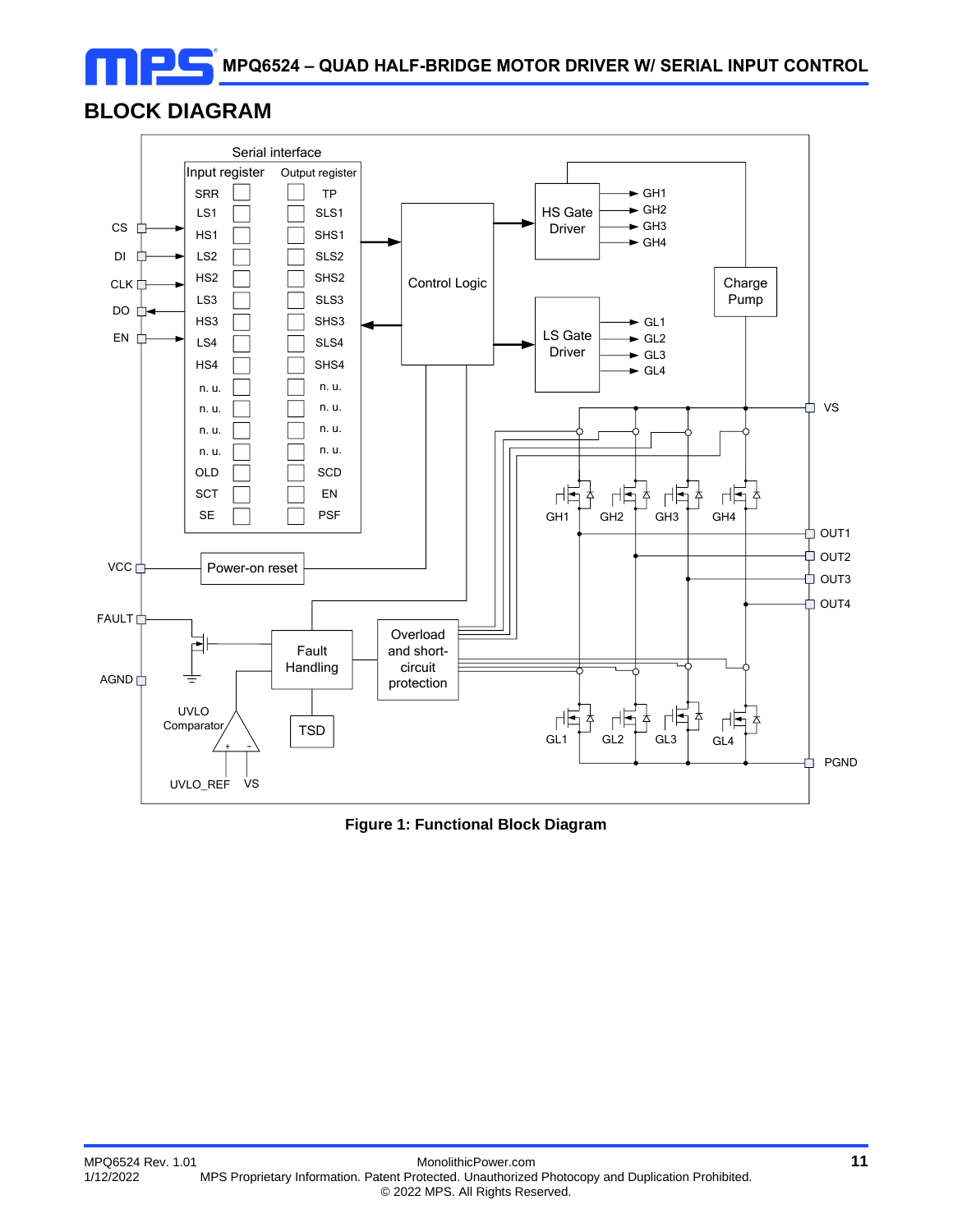## BLOCK DIAGRAM

**Figure 1: Functional Block Diagram**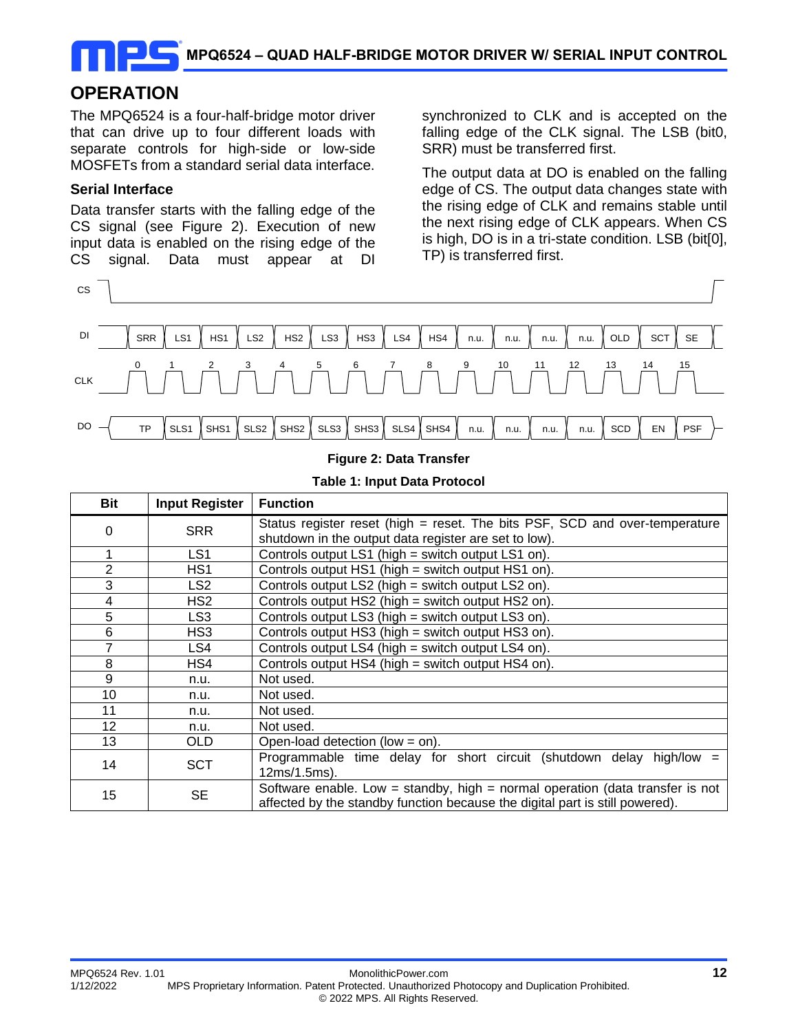## OPERATION

The MPQ6524 is a four-half-bridge motor driver that can drive up to four different loads with separate controls for high-side or low-side MOSFETs from a standard serial data interface.

### Serial Interface

Data transfer starts with the falling edge of the CS signal (see Figure 2). Execution of new input data is enabled on the rising edge of the CS signal. Data must appear at DI synchronized to CLK and is accepted on the falling edge of the CLK signal. The LSB (bit0, SRR) must be transferred first.

The output data at DO is enabled on the falling edge of CS. The output data changes state with the rising edge of CLK and remains stable until the next rising edge of CLK appears. When CS is high, DO is in a tri-state condition. LSB (bit[0], TP) is transferred first.

CS

DI: SRR, LS1, HS1, LS2, HS2, LS3, HS3, LS4, HS4, n.u., n.u., n.u., n.u., OLD, SCT, SE

CLK: 0, 1, 2, 3, 4, 5, 6, 7, 8, 9, 10, 11, 12, 13, 14, 15

DO: TP, SLS1, SHS1, SLS2, SHS2, SLS3, SHS3, SLS4, SHS4, n.u., n.u., n.u., n.u., SCD, EN, PSF

**Figure 2: Data Transfer**

**Table 1: Input Data Protocol**

| Bit | Input Register | Function |
|---|---|---|
| 0 | SRR | Status register reset (high = reset. The bits PSF, SCD and over-temperature shutdown in the output data register are set to low). |
| 1 | LS1 | Controls output LS1 (high = switch output LS1 on). |
| 2 | HS1 | Controls output HS1 (high = switch output HS1 on). |
| 3 | LS2 | Controls output LS2 (high = switch output LS2 on). |
| 4 | HS2 | Controls output HS2 (high = switch output HS2 on). |
| 5 | LS3 | Controls output LS3 (high = switch output LS3 on). |
| 6 | HS3 | Controls output HS3 (high = switch output HS3 on). |
| 7 | LS4 | Controls output LS4 (high = switch output LS4 on). |
| 8 | HS4 | Controls output HS4 (high = switch output HS4 on). |
| 9 | n.u. | Not used. |
| 10 | n.u. | Not used. |
| 11 | n.u. | Not used. |
| 12 | n.u. | Not used. |
| 13 | OLD | Open-load detection (low = on). |
| 14 | SCT | Programmable time delay for short circuit (shutdown delay high/low = 12ms/1.5ms). |
| 15 | SE | Software enable. Low = standby, high = normal operation (data transfer is not affected by the standby function because the digital part is still powered). |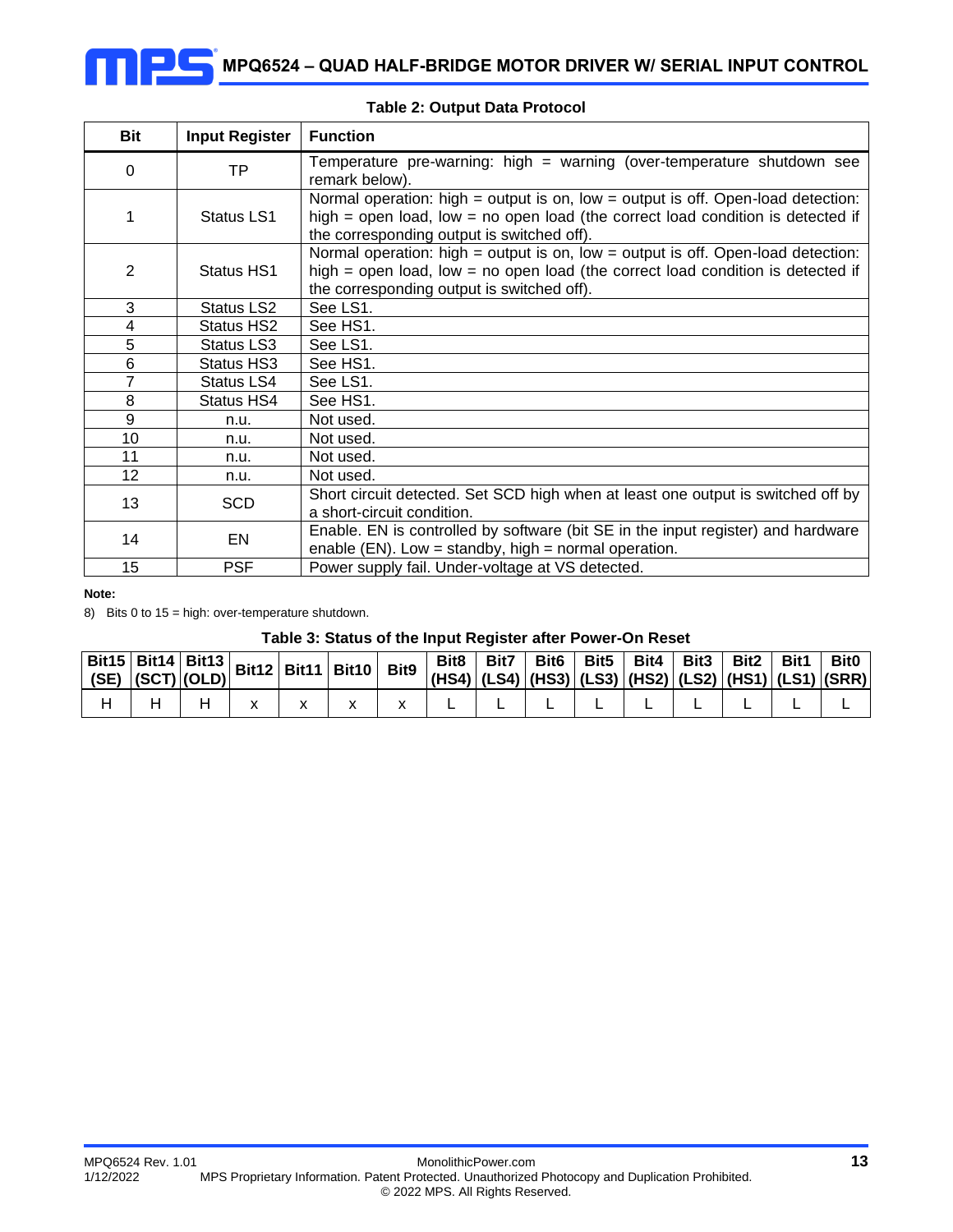**Table 2: Output Data Protocol**

| Bit | Input Register | Function |
|---|---|---|
| 0 | TP | Temperature pre-warning: high = warning (over-temperature shutdown see remark below). |
| 1 | Status LS1 | Normal operation: high = output is on, low = output is off. Open-load detection: high = open load, low = no open load (the correct load condition is detected if the corresponding output is switched off). |
| 2 | Status HS1 | Normal operation: high = output is on, low = output is off. Open-load detection: high = open load, low = no open load (the correct load condition is detected if the corresponding output is switched off). |
| 3 | Status LS2 | See LS1. |
| 4 | Status HS2 | See HS1. |
| 5 | Status LS3 | See LS1. |
| 6 | Status HS3 | See HS1. |
| 7 | Status LS4 | See LS1. |
| 8 | Status HS4 | See HS1. |
| 9 | n.u. | Not used. |
| 10 | n.u. | Not used. |
| 11 | n.u. | Not used. |
| 12 | n.u. | Not used. |
| 13 | SCD | Short circuit detected. Set SCD high when at least one output is switched off by a short-circuit condition. |
| 14 | EN | Enable. EN is controlled by software (bit SE in the input register) and hardware enable (EN). Low = standby, high = normal operation. |
| 15 | PSF | Power supply fail. Under-voltage at VS detected. |

**Note:**

8) Bits 0 to 15 = high: over-temperature shutdown.

**Table 3: Status of the Input Register after Power-On Reset**

| Bit15 (SE) | Bit14 (SCT) | Bit13 (OLD) | Bit12 | Bit11 | Bit10 | Bit9 | Bit8 (HS4) | Bit7 (LS4) | Bit6 (HS3) | Bit5 (LS3) | Bit4 (HS2) | Bit3 (LS2) | Bit2 (HS1) | Bit1 (LS1) | Bit0 (SRR) |
|---|---|---|---|---|---|---|---|---|---|---|---|---|---|---|---|
| H | H | H | x | x | x | x | L | L | L | L | L | L | L | L | L |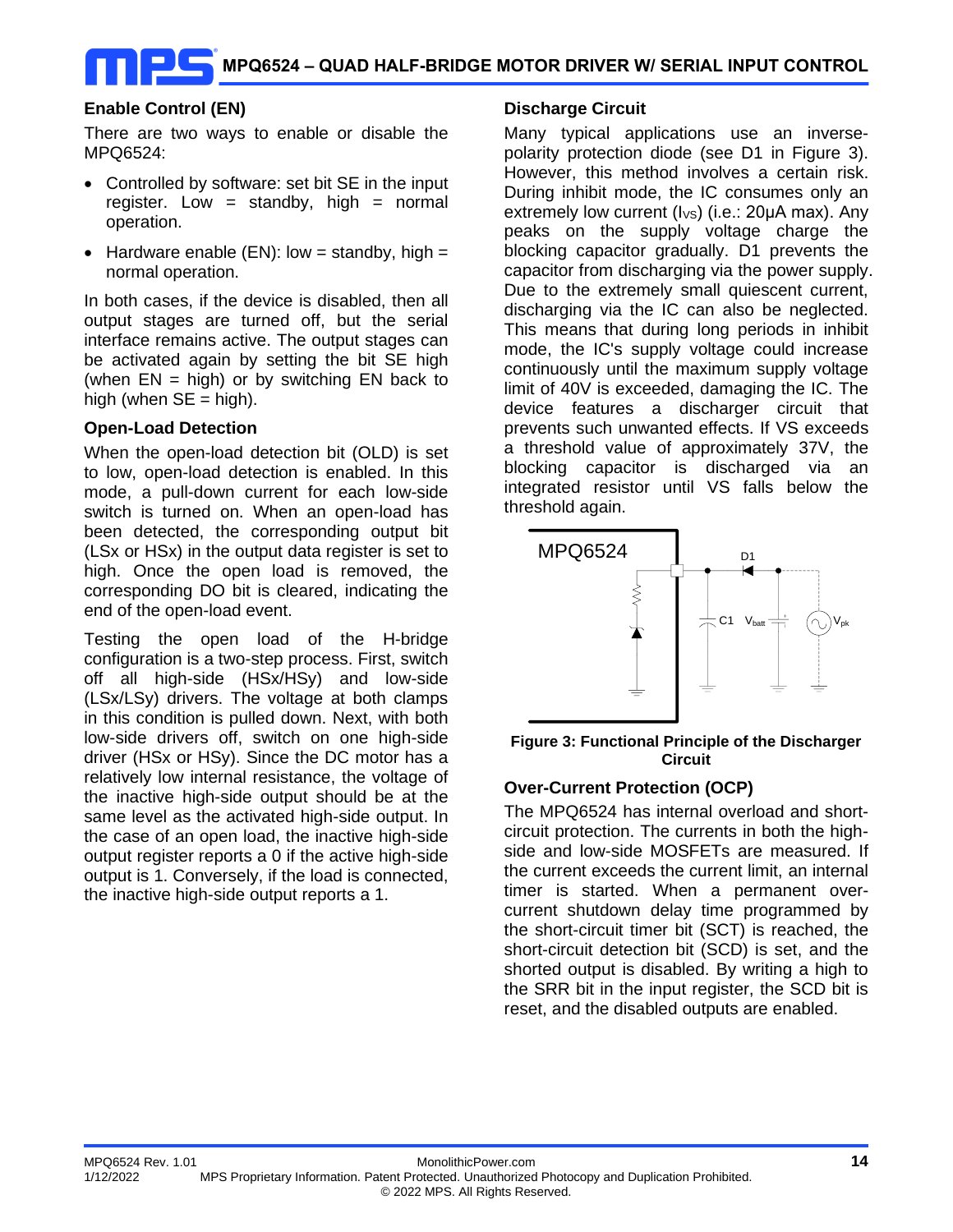## Enable Control (EN)

There are two ways to enable or disable the MPQ6524:

- Controlled by software: set bit SE in the input register. Low = standby, high = normal operation.
- Hardware enable (EN): low = standby, high = normal operation.

In both cases, if the device is disabled, then all output stages are turned off, but the serial interface remains active. The output stages can be activated again by setting the bit SE high (when EN = high) or by switching EN back to high (when SE = high).

## Open-Load Detection

When the open-load detection bit (OLD) is set to low, open-load detection is enabled. In this mode, a pull-down current for each low-side switch is turned on. When an open-load has been detected, the corresponding output bit (LSx or HSx) in the output data register is set to high. Once the open load is removed, the corresponding DO bit is cleared, indicating the end of the open-load event.

Testing the open load of the H-bridge configuration is a two-step process. First, switch off all high-side (HSx/HSy) and low-side (LSx/LSy) drivers. The voltage at both clamps in this condition is pulled down. Next, with both low-side drivers off, switch on one high-side driver (HSx or HSy). Since the DC motor has a relatively low internal resistance, the voltage of the inactive high-side output should be at the same level as the activated high-side output. In the case of an open load, the inactive high-side output register reports a 0 if the active high-side output is 1. Conversely, if the load is connected, the inactive high-side output reports a 1.

## Discharge Circuit

Many typical applications use an inverse-polarity protection diode (see D1 in Figure 3). However, this method involves a certain risk. During inhibit mode, the IC consumes only an extremely low current ($I_{VS}$) (i.e.: 20μA max). Any peaks on the supply voltage charge the blocking capacitor gradually. D1 prevents the capacitor from discharging via the power supply. Due to the extremely small quiescent current, discharging via the IC can also be neglected. This means that during long periods in inhibit mode, the IC's supply voltage could increase continuously until the maximum supply voltage limit of 40V is exceeded, damaging the IC. The device features a discharger circuit that prevents such unwanted effects. If VS exceeds a threshold value of approximately 37V, the blocking capacitor is discharged via an integrated resistor until VS falls below the threshold again.

**Figure 3: Functional Principle of the Discharger Circuit**

## Over-Current Protection (OCP)

The MPQ6524 has internal overload and short-circuit protection. The currents in both the high-side and low-side MOSFETs are measured. If the current exceeds the current limit, an internal timer is started. When a permanent over-current shutdown delay time programmed by the short-circuit timer bit (SCT) is reached, the short-circuit detection bit (SCD) is set, and the shorted output is disabled. By writing a high to the SRR bit in the input register, the SCD bit is reset, and the disabled outputs are enabled.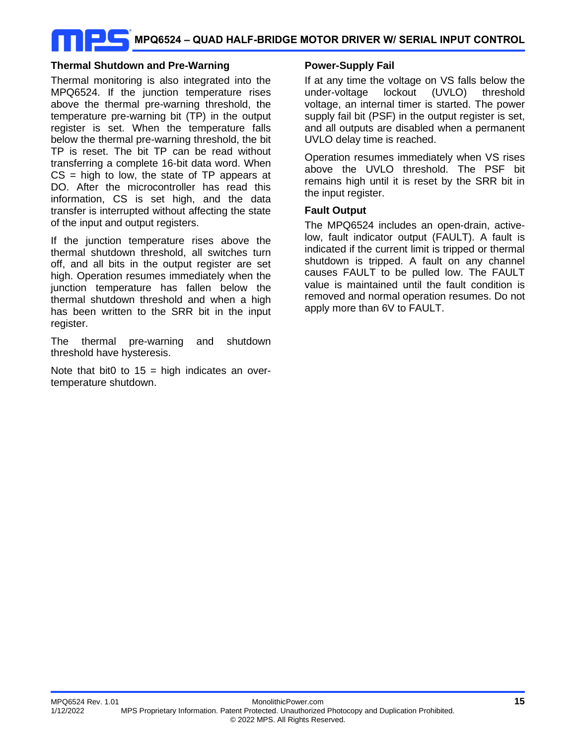### Thermal Shutdown and Pre-Warning

Thermal monitoring is also integrated into the MPQ6524. If the junction temperature rises above the thermal pre-warning threshold, the temperature pre-warning bit (TP) in the output register is set. When the temperature falls below the thermal pre-warning threshold, the bit TP is reset. The bit TP can be read without transferring a complete 16-bit data word. When CS = high to low, the state of TP appears at DO. After the microcontroller has read this information, CS is set high, and the data transfer is interrupted without affecting the state of the input and output registers.

If the junction temperature rises above the thermal shutdown threshold, all switches turn off, and all bits in the output register are set high. Operation resumes immediately when the junction temperature has fallen below the thermal shutdown threshold and when a high has been written to the SRR bit in the input register.

The thermal pre-warning and shutdown threshold have hysteresis.

Note that bit0 to 15 = high indicates an over-temperature shutdown.

### Power-Supply Fail

If at any time the voltage on VS falls below the under-voltage lockout (UVLO) threshold voltage, an internal timer is started. The power supply fail bit (PSF) in the output register is set, and all outputs are disabled when a permanent UVLO delay time is reached.

Operation resumes immediately when VS rises above the UVLO threshold. The PSF bit remains high until it is reset by the SRR bit in the input register.

### Fault Output

The MPQ6524 includes an open-drain, active-low, fault indicator output (FAULT). A fault is indicated if the current limit is tripped or thermal shutdown is tripped. A fault on any channel causes FAULT to be pulled low. The FAULT value is maintained until the fault condition is removed and normal operation resumes. Do not apply more than 6V to FAULT.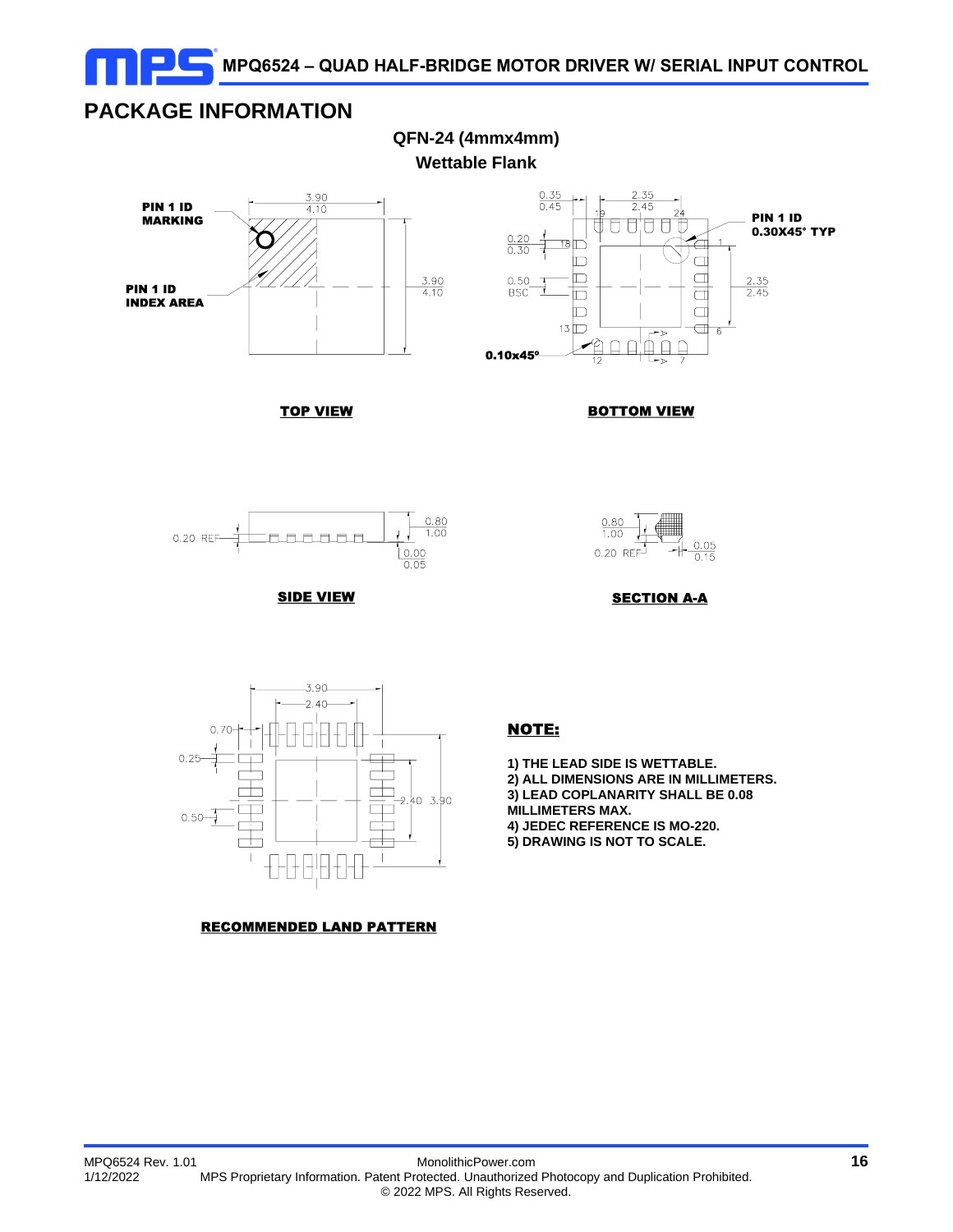## PACKAGE INFORMATION

**QFN-24 (4mmx4mm)**
**Wettable Flank**

**PIN 1 ID MARKING**

**PIN 1 ID INDEX AREA**

**PIN 1 ID 0.30X45° TYP**

**0.10x45°**

**TOP VIEW**

**BOTTOM VIEW**

**SIDE VIEW**

**SECTION A-A**

**RECOMMENDED LAND PATTERN**

**NOTE:**

1) THE LEAD SIDE IS WETTABLE.
2) ALL DIMENSIONS ARE IN MILLIMETERS.
3) LEAD COPLANARITY SHALL BE 0.08 MILLIMETERS MAX.
4) JEDEC REFERENCE IS MO-220.
5) DRAWING IS NOT TO SCALE.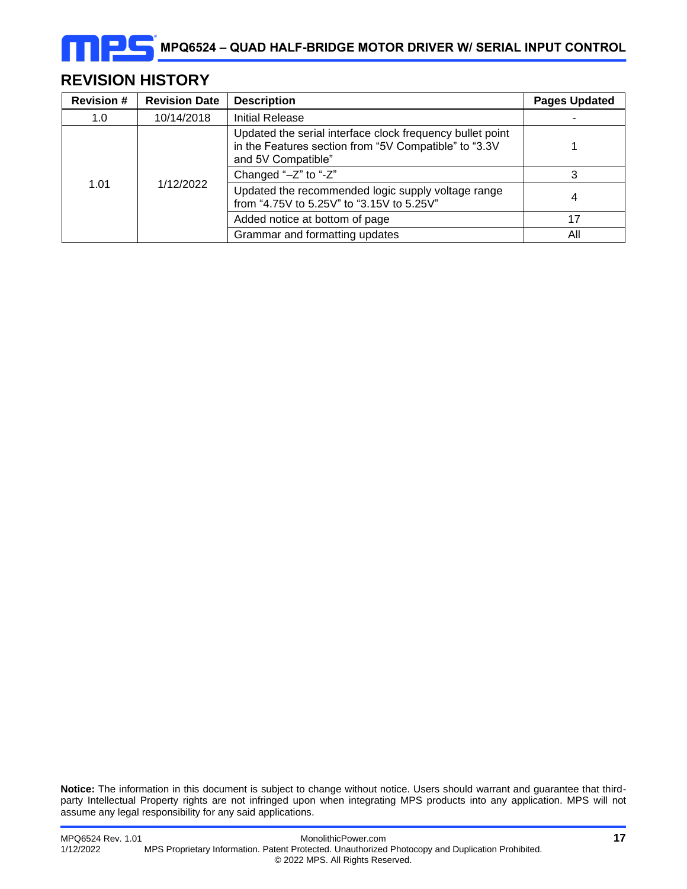## REVISION HISTORY

| Revision # | Revision Date | Description | Pages Updated |
|---|---|---|---|
| 1.0 | 10/14/2018 | Initial Release | - |
| 1.01 | 1/12/2022 | Updated the serial interface clock frequency bullet point in the Features section from "5V Compatible" to "3.3V and 5V Compatible" | 1 |
| | | Changed "–Z" to "-Z" | 3 |
| | | Updated the recommended logic supply voltage range from "4.75V to 5.25V" to "3.15V to 5.25V" | 4 |
| | | Added notice at bottom of page | 17 |
| | | Grammar and formatting updates | All |

**Notice:** The information in this document is subject to change without notice. Users should warrant and guarantee that third-party Intellectual Property rights are not infringed upon when integrating MPS products into any application. MPS will not assume any legal responsibility for any said applications.